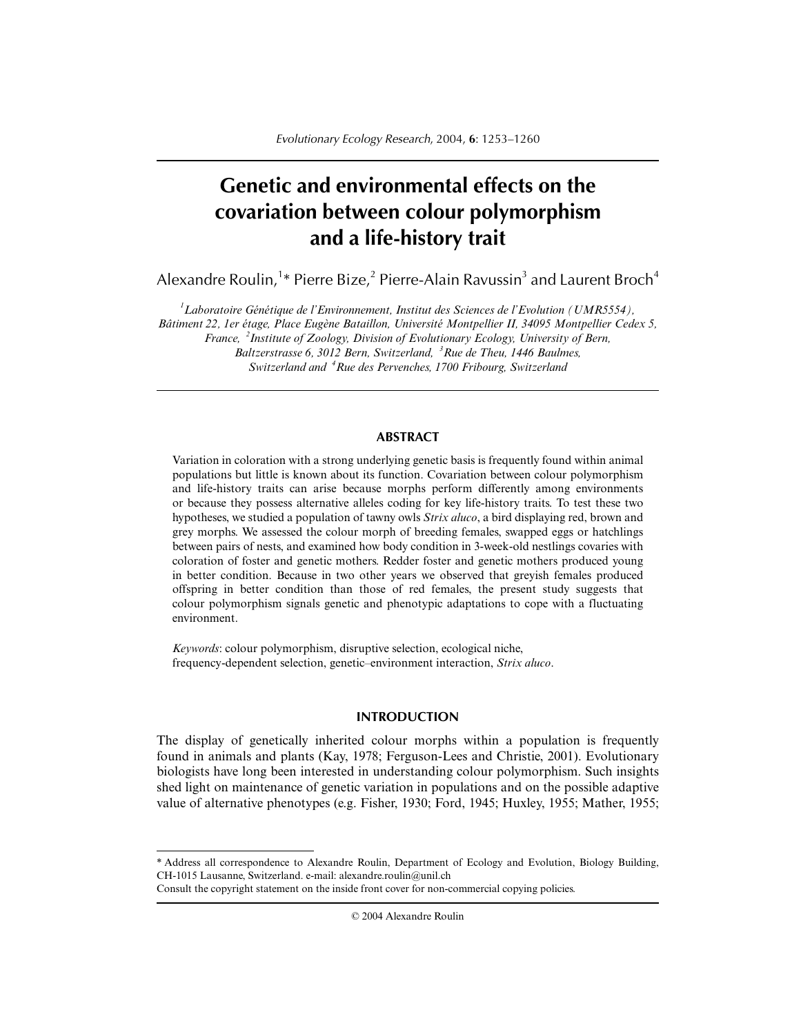# Genetic and environmental effects on the covariation between colour polymorphism and a life-history trait

Alexandre Roulin,[1]* Pierre Bize,[2] Pierre-Alain Ravussin[3] and Laurent Broch[4]

*[1]Laboratoire Génétique de l'Environnement, Institut des Sciences de l'Evolution (UMR5554), Bâtiment 22, 1er étage, Place Eugène Bataillon, Université Montpellier II, 34095 Montpellier Cedex 5, France, [2]Institute of Zoology, Division of Evolutionary Ecology, University of Bern, Baltzerstrasse 6, 3012 Bern, Switzerland, [3]Rue de Theu, 1446 Baulmes, Switzerland and [4]Rue des Pervenches, 1700 Fribourg, Switzerland*

## ABSTRACT

Variation in coloration with a strong underlying genetic basis is frequently found within animal populations but little is known about its function. Covariation between colour polymorphism and life-history traits can arise because morphs perform differently among environments or because they possess alternative alleles coding for key life-history traits. To test these two hypotheses, we studied a population of tawny owls *Strix aluco*, a bird displaying red, brown and grey morphs. We assessed the colour morph of breeding females, swapped eggs or hatchlings between pairs of nests, and examined how body condition in 3-week-old nestlings covaries with coloration of foster and genetic mothers. Redder foster and genetic mothers produced young in better condition. Because in two other years we observed that greyish females produced offspring in better condition than those of red females, the present study suggests that colour polymorphism signals genetic and phenotypic adaptations to cope with a fluctuating environment.

*Keywords*: colour polymorphism, disruptive selection, ecological niche, frequency-dependent selection, genetic–environment interaction, *Strix aluco*.

## INTRODUCTION

The display of genetically inherited colour morphs within a population is frequently found in animals and plants (Kay, 1978; Ferguson-Lees and Christie, 2001). Evolutionary biologists have long been interested in understanding colour polymorphism. Such insights shed light on maintenance of genetic variation in populations and on the possible adaptive value of alternative phenotypes (e.g. Fisher, 1930; Ford, 1945; Huxley, 1955; Mather, 1955;

---

* Address all correspondence to Alexandre Roulin, Department of Ecology and Evolution, Biology Building, CH-1015 Lausanne, Switzerland. e-mail: alexandre.roulin@unil.ch

Consult the copyright statement on the inside front cover for non-commercial copying policies.

© 2004 Alexandre Roulin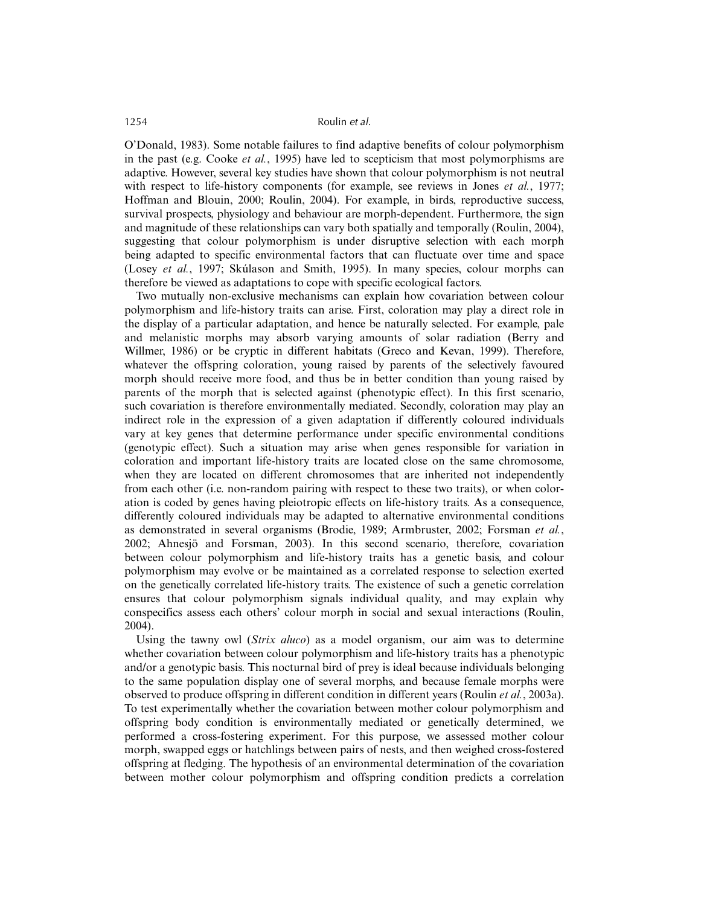O'Donald, 1983). Some notable failures to find adaptive benefits of colour polymorphism in the past (e.g. Cooke *et al.*, 1995) have led to scepticism that most polymorphisms are adaptive. However, several key studies have shown that colour polymorphism is not neutral with respect to life-history components (for example, see reviews in Jones *et al.*, 1977; Hoffman and Blouin, 2000; Roulin, 2004). For example, in birds, reproductive success, survival prospects, physiology and behaviour are morph-dependent. Furthermore, the sign and magnitude of these relationships can vary both spatially and temporally (Roulin, 2004), suggesting that colour polymorphism is under disruptive selection with each morph being adapted to specific environmental factors that can fluctuate over time and space (Losey *et al.*, 1997; Skúlason and Smith, 1995). In many species, colour morphs can therefore be viewed as adaptations to cope with specific ecological factors.

Two mutually non-exclusive mechanisms can explain how covariation between colour polymorphism and life-history traits can arise. First, coloration may play a direct role in the display of a particular adaptation, and hence be naturally selected. For example, pale and melanistic morphs may absorb varying amounts of solar radiation (Berry and Willmer, 1986) or be cryptic in different habitats (Greco and Kevan, 1999). Therefore, whatever the offspring coloration, young raised by parents of the selectively favoured morph should receive more food, and thus be in better condition than young raised by parents of the morph that is selected against (phenotypic effect). In this first scenario, such covariation is therefore environmentally mediated. Secondly, coloration may play an indirect role in the expression of a given adaptation if differently coloured individuals vary at key genes that determine performance under specific environmental conditions (genotypic effect). Such a situation may arise when genes responsible for variation in coloration and important life-history traits are located close on the same chromosome, when they are located on different chromosomes that are inherited not independently from each other (i.e. non-random pairing with respect to these two traits), or when coloration is coded by genes having pleiotropic effects on life-history traits. As a consequence, differently coloured individuals may be adapted to alternative environmental conditions as demonstrated in several organisms (Brodie, 1989; Armbruster, 2002; Forsman *et al.*, 2002; Ahnesjö and Forsman, 2003). In this second scenario, therefore, covariation between colour polymorphism and life-history traits has a genetic basis, and colour polymorphism may evolve or be maintained as a correlated response to selection exerted on the genetically correlated life-history traits. The existence of such a genetic correlation ensures that colour polymorphism signals individual quality, and may explain why conspecifics assess each others' colour morph in social and sexual interactions (Roulin, 2004).

Using the tawny owl (*Strix aluco*) as a model organism, our aim was to determine whether covariation between colour polymorphism and life-history traits has a phenotypic and/or a genotypic basis. This nocturnal bird of prey is ideal because individuals belonging to the same population display one of several morphs, and because female morphs were observed to produce offspring in different condition in different years (Roulin *et al.*, 2003a). To test experimentally whether the covariation between mother colour polymorphism and offspring body condition is environmentally mediated or genetically determined, we performed a cross-fostering experiment. For this purpose, we assessed mother colour morph, swapped eggs or hatchlings between pairs of nests, and then weighed cross-fostered offspring at fledging. The hypothesis of an environmental determination of the covariation between mother colour polymorphism and offspring condition predicts a correlation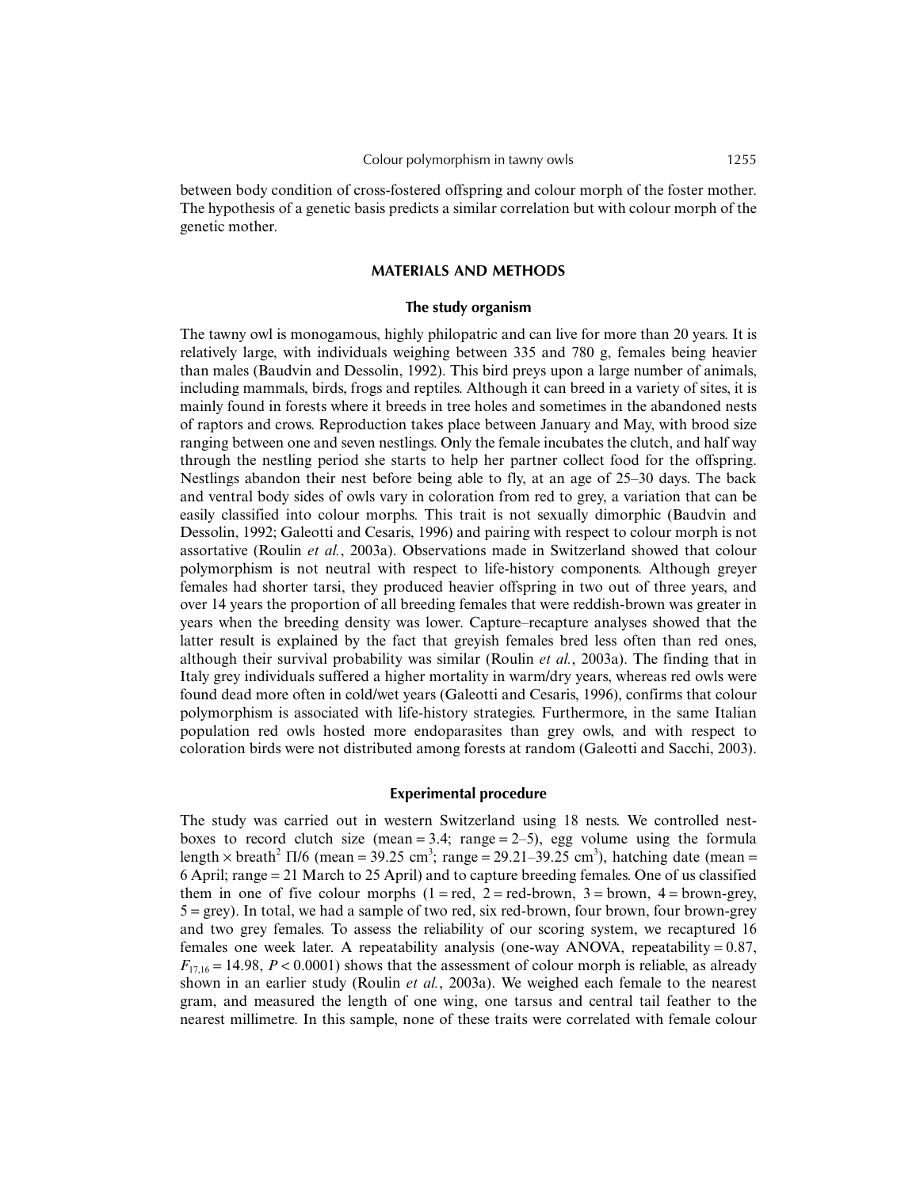between body condition of cross-fostered offspring and colour morph of the foster mother. The hypothesis of a genetic basis predicts a similar correlation but with colour morph of the genetic mother.

## MATERIALS AND METHODS

### The study organism

The tawny owl is monogamous, highly philopatric and can live for more than 20 years. It is relatively large, with individuals weighing between 335 and 780 g, females being heavier than males (Baudvin and Dessolin, 1992). This bird preys upon a large number of animals, including mammals, birds, frogs and reptiles. Although it can breed in a variety of sites, it is mainly found in forests where it breeds in tree holes and sometimes in the abandoned nests of raptors and crows. Reproduction takes place between January and May, with brood size ranging between one and seven nestlings. Only the female incubates the clutch, and half way through the nestling period she starts to help her partner collect food for the offspring. Nestlings abandon their nest before being able to fly, at an age of 25–30 days. The back and ventral body sides of owls vary in coloration from red to grey, a variation that can be easily classified into colour morphs. This trait is not sexually dimorphic (Baudvin and Dessolin, 1992; Galeotti and Cesaris, 1996) and pairing with respect to colour morph is not assortative (Roulin *et al.*, 2003a). Observations made in Switzerland showed that colour polymorphism is not neutral with respect to life-history components. Although greyer females had shorter tarsi, they produced heavier offspring in two out of three years, and over 14 years the proportion of all breeding females that were reddish-brown was greater in years when the breeding density was lower. Capture–recapture analyses showed that the latter result is explained by the fact that greyish females bred less often than red ones, although their survival probability was similar (Roulin *et al.*, 2003a). The finding that in Italy grey individuals suffered a higher mortality in warm/dry years, whereas red owls were found dead more often in cold/wet years (Galeotti and Cesaris, 1996), confirms that colour polymorphism is associated with life-history strategies. Furthermore, in the same Italian population red owls hosted more endoparasites than grey owls, and with respect to coloration birds were not distributed among forests at random (Galeotti and Sacchi, 2003).

### Experimental procedure

The study was carried out in western Switzerland using 18 nests. We controlled nest-boxes to record clutch size (mean = 3.4; range = 2–5), egg volume using the formula length × breath$^2$ $\Pi/6$ (mean = 39.25 cm$^3$; range = 29.21–39.25 cm$^3$), hatching date (mean = 6 April; range = 21 March to 25 April) and to capture breeding females. One of us classified them in one of five colour morphs (1 = red, 2 = red-brown, 3 = brown, 4 = brown-grey, 5 = grey). In total, we had a sample of two red, six red-brown, four brown, four brown-grey and two grey females. To assess the reliability of our scoring system, we recaptured 16 females one week later. A repeatability analysis (one-way ANOVA, repeatability = 0.87, $F_{17,16} = 14.98$, $P < 0.0001$) shows that the assessment of colour morph is reliable, as already shown in an earlier study (Roulin *et al.*, 2003a). We weighed each female to the nearest gram, and measured the length of one wing, one tarsus and central tail feather to the nearest millimetre. In this sample, none of these traits were correlated with female colour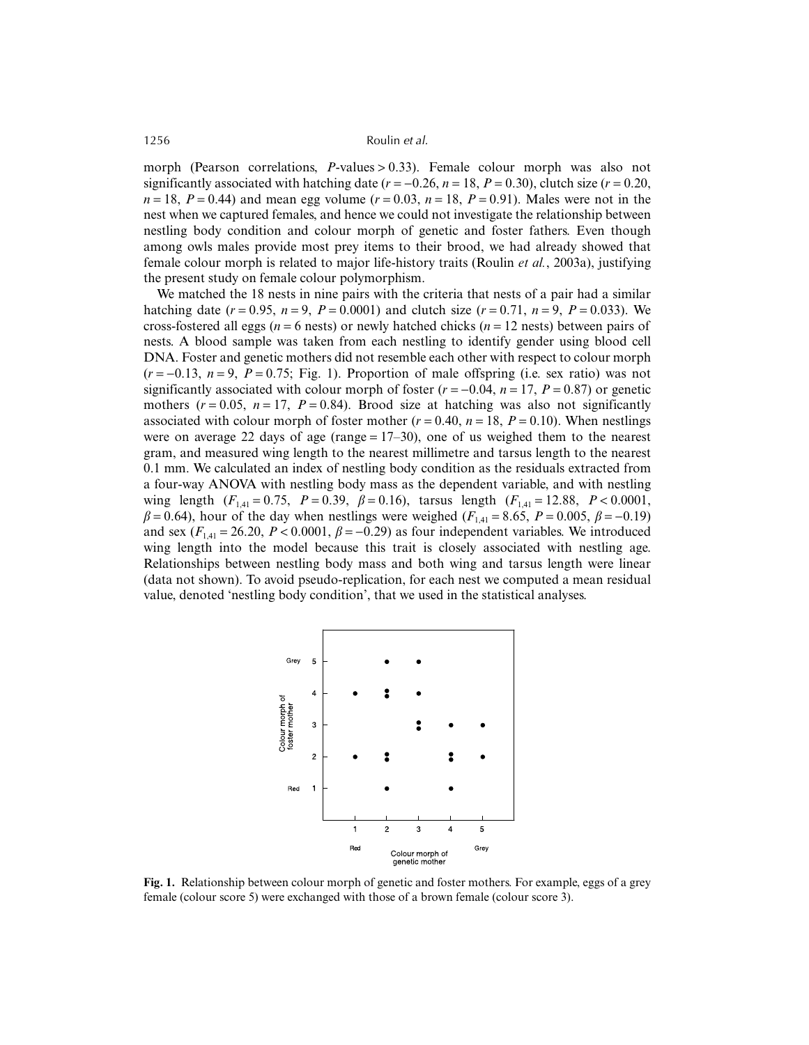morph (Pearson correlations, $P$-values > 0.33). Female colour morph was also not significantly associated with hatching date ($r = -0.26$, $n = 18$, $P = 0.30$), clutch size ($r = 0.20$, $n = 18$, $P = 0.44$) and mean egg volume ($r = 0.03$, $n = 18$, $P = 0.91$). Males were not in the nest when we captured females, and hence we could not investigate the relationship between nestling body condition and colour morph of genetic and foster fathers. Even though among owls males provide most prey items to their brood, we had already showed that female colour morph is related to major life-history traits (Roulin *et al.*, 2003a), justifying the present study on female colour polymorphism.

We matched the 18 nests in nine pairs with the criteria that nests of a pair had a similar hatching date ($r = 0.95$, $n = 9$, $P = 0.0001$) and clutch size ($r = 0.71$, $n = 9$, $P = 0.033$). We cross-fostered all eggs ($n = 6$ nests) or newly hatched chicks ($n = 12$ nests) between pairs of nests. A blood sample was taken from each nestling to identify gender using blood cell DNA. Foster and genetic mothers did not resemble each other with respect to colour morph ($r = -0.13$, $n = 9$, $P = 0.75$; Fig. 1). Proportion of male offspring (i.e. sex ratio) was not significantly associated with colour morph of foster ($r = -0.04$, $n = 17$, $P = 0.87$) or genetic mothers ($r = 0.05$, $n = 17$, $P = 0.84$). Brood size at hatching was also not significantly associated with colour morph of foster mother ($r = 0.40$, $n = 18$, $P = 0.10$). When nestlings were on average 22 days of age (range = 17–30), one of us weighed them to the nearest gram, and measured wing length to the nearest millimetre and tarsus length to the nearest 0.1 mm. We calculated an index of nestling body condition as the residuals extracted from a four-way ANOVA with nestling body mass as the dependent variable, and with nestling wing length ($F_{1,41} = 0.75$, $P = 0.39$, $\beta = 0.16$), tarsus length ($F_{1,41} = 12.88$, $P < 0.0001$, $\beta = 0.64$), hour of the day when nestlings were weighed ($F_{1,41} = 8.65$, $P = 0.005$, $\beta = -0.19$) and sex ($F_{1,41} = 26.20$, $P < 0.0001$, $\beta = -0.29$) as four independent variables. We introduced wing length into the model because this trait is closely associated with nestling age. Relationships between nestling body mass and both wing and tarsus length were linear (data not shown). To avoid pseudo-replication, for each nest we computed a mean residual value, denoted 'nestling body condition', that we used in the statistical analyses.

**Fig. 1.** Relationship between colour morph of genetic and foster mothers. For example, eggs of a grey female (colour score 5) were exchanged with those of a brown female (colour score 3).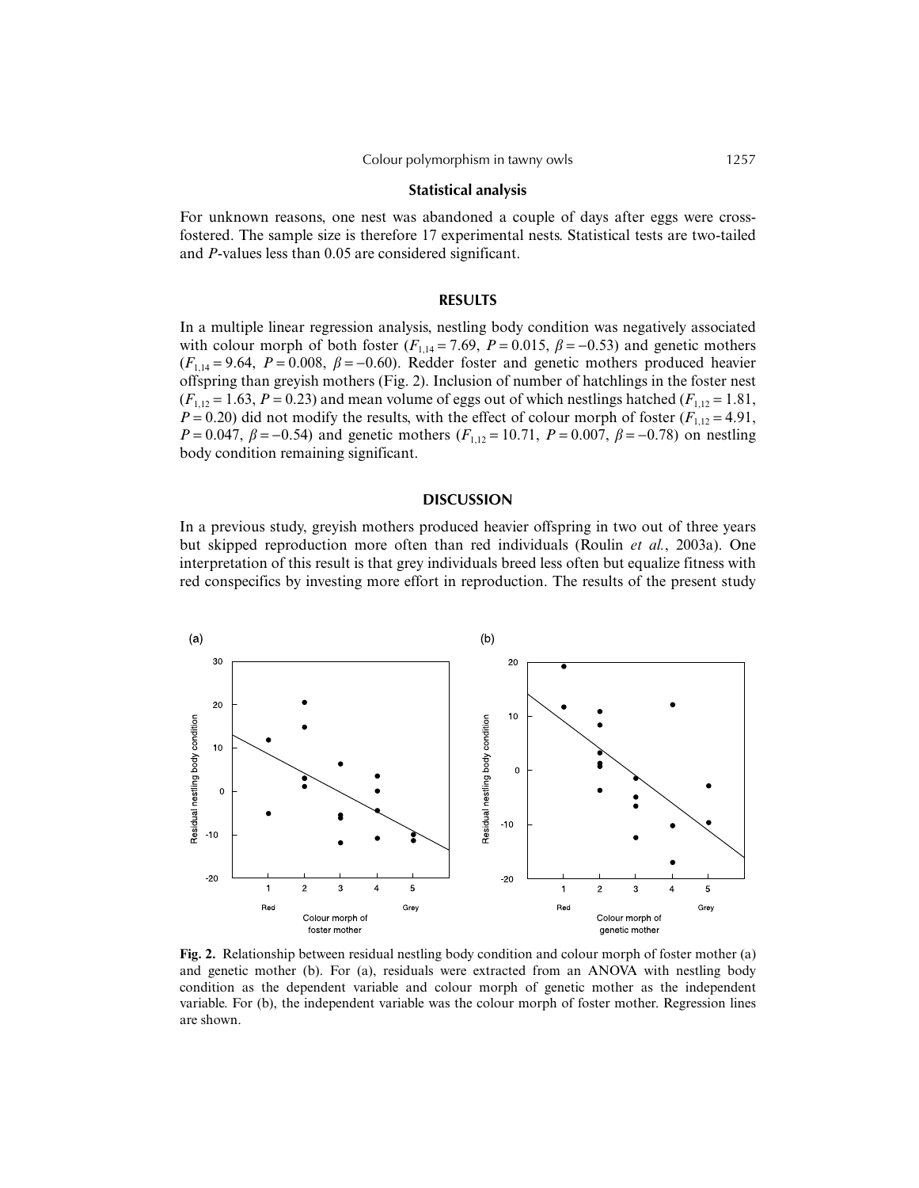### Statistical analysis

For unknown reasons, one nest was abandoned a couple of days after eggs were cross-fostered. The sample size is therefore 17 experimental nests. Statistical tests are two-tailed and *P*-values less than 0.05 are considered significant.

## RESULTS

In a multiple linear regression analysis, nestling body condition was negatively associated with colour morph of both foster ($F_{1,14} = 7.69$, $P = 0.015$, $\beta = -0.53$) and genetic mothers ($F_{1,14} = 9.64$, $P = 0.008$, $\beta = -0.60$). Redder foster and genetic mothers produced heavier offspring than greyish mothers (Fig. 2). Inclusion of number of hatchlings in the foster nest ($F_{1,12} = 1.63$, $P = 0.23$) and mean volume of eggs out of which nestlings hatched ($F_{1,12} = 1.81$, $P = 0.20$) did not modify the results, with the effect of colour morph of foster ($F_{1,12} = 4.91$, $P = 0.047$, $\beta = -0.54$) and genetic mothers ($F_{1,12} = 10.71$, $P = 0.007$, $\beta = -0.78$) on nestling body condition remaining significant.

## DISCUSSION

In a previous study, greyish mothers produced heavier offspring in two out of three years but skipped reproduction more often than red individuals (Roulin *et al.*, 2003a). One interpretation of this result is that grey individuals breed less often but equalize fitness with red conspecifics by investing more effort in reproduction. The results of the present study

**Fig. 2.** Relationship between residual nestling body condition and colour morph of foster mother (a) and genetic mother (b). For (a), residuals were extracted from an ANOVA with nestling body condition as the dependent variable and colour morph of genetic mother as the independent variable. For (b), the independent variable was the colour morph of foster mother. Regression lines are shown.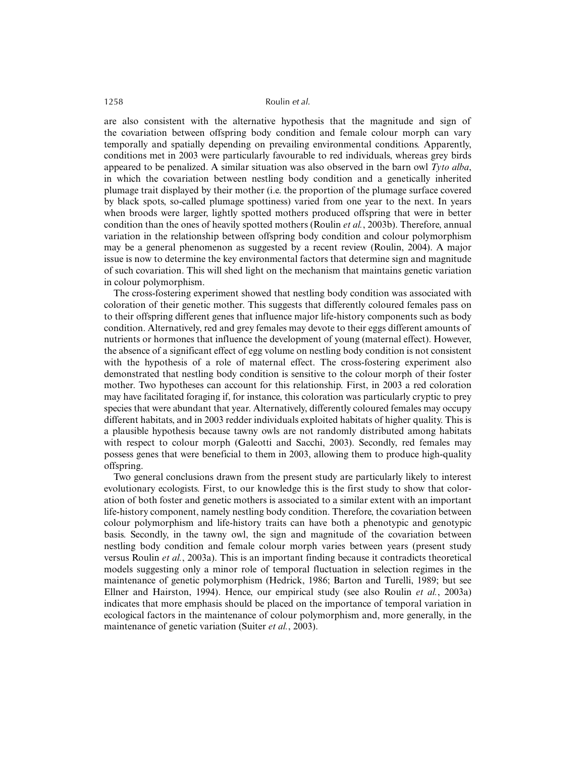are also consistent with the alternative hypothesis that the magnitude and sign of the covariation between offspring body condition and female colour morph can vary temporally and spatially depending on prevailing environmental conditions. Apparently, conditions met in 2003 were particularly favourable to red individuals, whereas grey birds appeared to be penalized. A similar situation was also observed in the barn owl *Tyto alba*, in which the covariation between nestling body condition and a genetically inherited plumage trait displayed by their mother (i.e. the proportion of the plumage surface covered by black spots, so-called plumage spottiness) varied from one year to the next. In years when broods were larger, lightly spotted mothers produced offspring that were in better condition than the ones of heavily spotted mothers (Roulin *et al.*, 2003b). Therefore, annual variation in the relationship between offspring body condition and colour polymorphism may be a general phenomenon as suggested by a recent review (Roulin, 2004). A major issue is now to determine the key environmental factors that determine sign and magnitude of such covariation. This will shed light on the mechanism that maintains genetic variation in colour polymorphism.

The cross-fostering experiment showed that nestling body condition was associated with coloration of their genetic mother. This suggests that differently coloured females pass on to their offspring different genes that influence major life-history components such as body condition. Alternatively, red and grey females may devote to their eggs different amounts of nutrients or hormones that influence the development of young (maternal effect). However, the absence of a significant effect of egg volume on nestling body condition is not consistent with the hypothesis of a role of maternal effect. The cross-fostering experiment also demonstrated that nestling body condition is sensitive to the colour morph of their foster mother. Two hypotheses can account for this relationship. First, in 2003 a red coloration may have facilitated foraging if, for instance, this coloration was particularly cryptic to prey species that were abundant that year. Alternatively, differently coloured females may occupy different habitats, and in 2003 redder individuals exploited habitats of higher quality. This is a plausible hypothesis because tawny owls are not randomly distributed among habitats with respect to colour morph (Galeotti and Sacchi, 2003). Secondly, red females may possess genes that were beneficial to them in 2003, allowing them to produce high-quality offspring.

Two general conclusions drawn from the present study are particularly likely to interest evolutionary ecologists. First, to our knowledge this is the first study to show that coloration of both foster and genetic mothers is associated to a similar extent with an important life-history component, namely nestling body condition. Therefore, the covariation between colour polymorphism and life-history traits can have both a phenotypic and genotypic basis. Secondly, in the tawny owl, the sign and magnitude of the covariation between nestling body condition and female colour morph varies between years (present study versus Roulin *et al.*, 2003a). This is an important finding because it contradicts theoretical models suggesting only a minor role of temporal fluctuation in selection regimes in the maintenance of genetic polymorphism (Hedrick, 1986; Barton and Turelli, 1989; but see Ellner and Hairston, 1994). Hence, our empirical study (see also Roulin *et al.*, 2003a) indicates that more emphasis should be placed on the importance of temporal variation in ecological factors in the maintenance of colour polymorphism and, more generally, in the maintenance of genetic variation (Suiter *et al.*, 2003).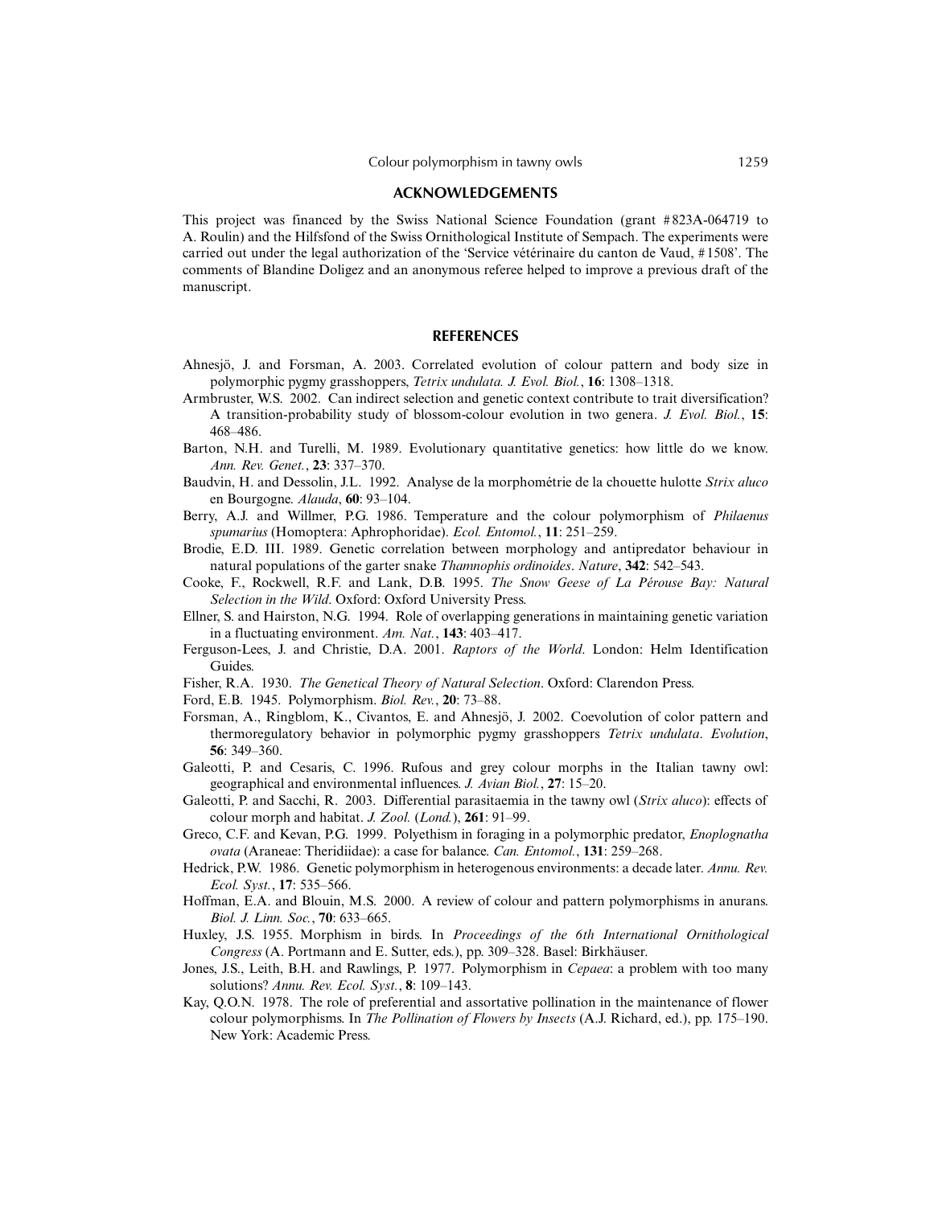## ACKNOWLEDGEMENTS

This project was financed by the Swiss National Science Foundation (grant #823A-064719 to A. Roulin) and the Hilfsfond of the Swiss Ornithological Institute of Sempach. The experiments were carried out under the legal authorization of the 'Service vétérinaire du canton de Vaud, #1508'. The comments of Blandine Doligez and an anonymous referee helped to improve a previous draft of the manuscript.

## REFERENCES

Ahnesjö, J. and Forsman, A. 2003. Correlated evolution of colour pattern and body size in polymorphic pygmy grasshoppers, *Tetrix undulata*. *J. Evol. Biol.*, **16**: 1308–1318.

Armbruster, W.S. 2002. Can indirect selection and genetic context contribute to trait diversification? A transition-probability study of blossom-colour evolution in two genera. *J. Evol. Biol.*, **15**: 468–486.

Barton, N.H. and Turelli, M. 1989. Evolutionary quantitative genetics: how little do we know. *Ann. Rev. Genet.*, **23**: 337–370.

Baudvin, H. and Dessolin, J.L. 1992. Analyse de la morphométrie de la chouette hulotte *Strix aluco* en Bourgogne. *Alauda*, **60**: 93–104.

Berry, A.J. and Willmer, P.G. 1986. Temperature and the colour polymorphism of *Philaenus spumarius* (Homoptera: Aphrophoridae). *Ecol. Entomol.*, **11**: 251–259.

Brodie, E.D. III. 1989. Genetic correlation between morphology and antipredator behaviour in natural populations of the garter snake *Thamnophis ordinoides*. *Nature*, **342**: 542–543.

Cooke, F., Rockwell, R.F. and Lank, D.B. 1995. *The Snow Geese of La Pérouse Bay: Natural Selection in the Wild*. Oxford: Oxford University Press.

Ellner, S. and Hairston, N.G. 1994. Role of overlapping generations in maintaining genetic variation in a fluctuating environment. *Am. Nat.*, **143**: 403–417.

Ferguson-Lees, J. and Christie, D.A. 2001. *Raptors of the World*. London: Helm Identification Guides.

Fisher, R.A. 1930. *The Genetical Theory of Natural Selection*. Oxford: Clarendon Press.

Ford, E.B. 1945. Polymorphism. *Biol. Rev.*, **20**: 73–88.

Forsman, A., Ringblom, K., Civantos, E. and Ahnesjö, J. 2002. Coevolution of color pattern and thermoregulatory behavior in polymorphic pygmy grasshoppers *Tetrix undulata*. *Evolution*, **56**: 349–360.

Galeotti, P. and Cesaris, C. 1996. Rufous and grey colour morphs in the Italian tawny owl: geographical and environmental influences. *J. Avian Biol.*, **27**: 15–20.

Galeotti, P. and Sacchi, R. 2003. Differential parasitaemia in the tawny owl (*Strix aluco*): effects of colour morph and habitat. *J. Zool.* (*Lond.*), **261**: 91–99.

Greco, C.F. and Kevan, P.G. 1999. Polyethism in foraging in a polymorphic predator, *Enoplognatha ovata* (Araneae: Theridiidae): a case for balance. *Can. Entomol.*, **131**: 259–268.

Hedrick, P.W. 1986. Genetic polymorphism in heterogenous environments: a decade later. *Annu. Rev. Ecol. Syst.*, **17**: 535–566.

Hoffman, E.A. and Blouin, M.S. 2000. A review of colour and pattern polymorphisms in anurans. *Biol. J. Linn. Soc.*, **70**: 633–665.

Huxley, J.S. 1955. Morphism in birds. In *Proceedings of the 6th International Ornithological Congress* (A. Portmann and E. Sutter, eds.), pp. 309–328. Basel: Birkhäuser.

Jones, J.S., Leith, B.H. and Rawlings, P. 1977. Polymorphism in *Cepaea*: a problem with too many solutions? *Annu. Rev. Ecol. Syst.*, **8**: 109–143.

Kay, Q.O.N. 1978. The role of preferential and assortative pollination in the maintenance of flower colour polymorphisms. In *The Pollination of Flowers by Insects* (A.J. Richard, ed.), pp. 175–190. New York: Academic Press.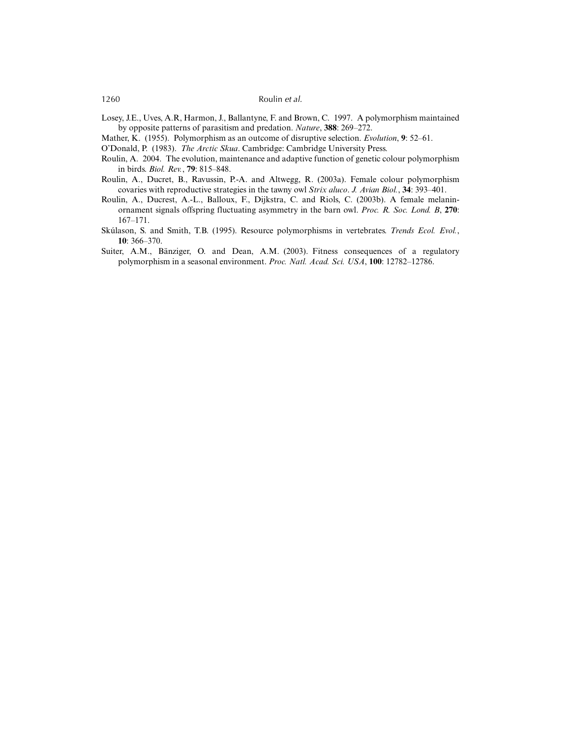Losey, J.E., Uves, A.R, Harmon, J., Ballantyne, F. and Brown, C. 1997. A polymorphism maintained by opposite patterns of parasitism and predation. *Nature*, **388**: 269–272.

Mather, K. (1955). Polymorphism as an outcome of disruptive selection. *Evolution*, **9**: 52–61.

O'Donald, P. (1983). *The Arctic Skua*. Cambridge: Cambridge University Press.

Roulin, A. 2004. The evolution, maintenance and adaptive function of genetic colour polymorphism in birds. *Biol. Rev.*, **79**: 815–848.

Roulin, A., Ducret, B., Ravussin, P.-A. and Altwegg, R. (2003a). Female colour polymorphism covaries with reproductive strategies in the tawny owl *Strix aluco*. *J. Avian Biol.*, **34**: 393–401.

Roulin, A., Ducrest, A.-L., Balloux, F., Dijkstra, C. and Riols, C. (2003b). A female melanin-ornament signals offspring fluctuating asymmetry in the barn owl. *Proc. R. Soc. Lond. B*, **270**: 167–171.

Skúlason, S. and Smith, T.B. (1995). Resource polymorphisms in vertebrates. *Trends Ecol. Evol.*, **10**: 366–370.

Suiter, A.M., Bänziger, O. and Dean, A.M. (2003). Fitness consequences of a regulatory polymorphism in a seasonal environment. *Proc. Natl. Acad. Sci. USA*, **100**: 12782–12786.